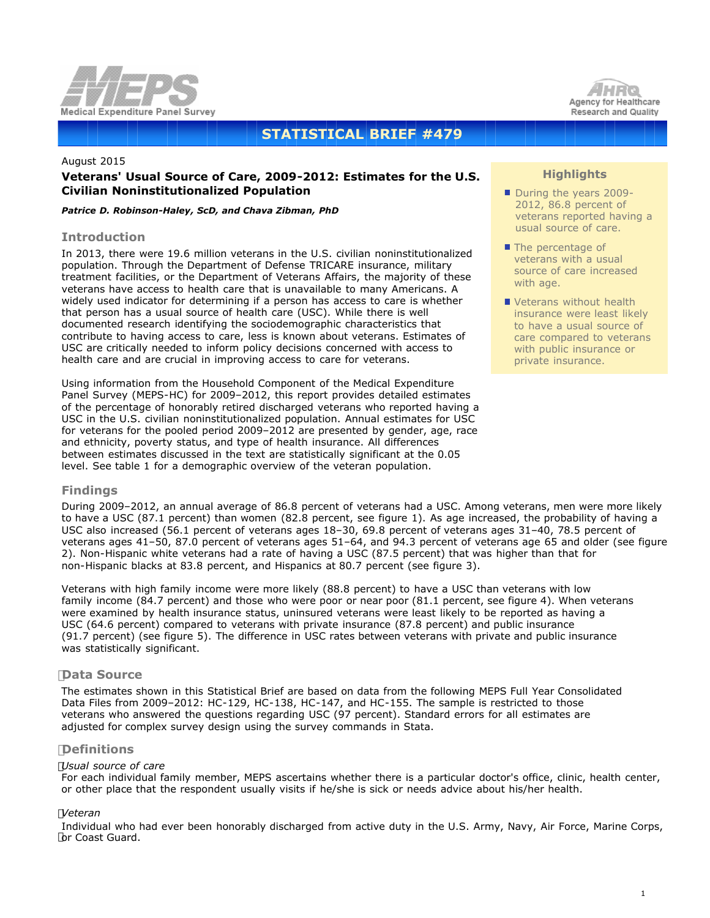Medical Expenditure Panel Survey

Agency for Healthcare Research and Quality

# STATISTICAL BRIEF #479

August 2015

## Veterans' Usual Source of Care, 2009-2012: Estimates for the U.S. Civilian Noninstitutionalized Population

***Patrice D. Robinson-Haley, ScD, and Chava Zibman, PhD***

### Highlights

- During the years 2009-2012, 86.8 percent of veterans reported having a usual source of care.
- The percentage of veterans with a usual source of care increased with age.
- Veterans without health insurance were least likely to have a usual source of care compared to veterans with public insurance or private insurance.

## Introduction

In 2013, there were 19.6 million veterans in the U.S. civilian noninstitutionalized population. Through the Department of Defense TRICARE insurance, military treatment facilities, or the Department of Veterans Affairs, the majority of these veterans have access to health care that is unavailable to many Americans. A widely used indicator for determining if a person has access to care is whether that person has a usual source of health care (USC). While there is well documented research identifying the sociodemographic characteristics that contribute to having access to care, less is known about veterans. Estimates of USC are critically needed to inform policy decisions concerned with access to health care and are crucial in improving access to care for veterans.

Using information from the Household Component of the Medical Expenditure Panel Survey (MEPS-HC) for 2009–2012, this report provides detailed estimates of the percentage of honorably retired discharged veterans who reported having a USC in the U.S. civilian noninstitutionalized population. Annual estimates for USC for veterans for the pooled period 2009–2012 are presented by gender, age, race and ethnicity, poverty status, and type of health insurance. All differences between estimates discussed in the text are statistically significant at the 0.05 level. See table 1 for a demographic overview of the veteran population.

## Findings

During 2009–2012, an annual average of 86.8 percent of veterans had a USC. Among veterans, men were more likely to have a USC (87.1 percent) than women (82.8 percent, see figure 1). As age increased, the probability of having a USC also increased (56.1 percent of veterans ages 18–30, 69.8 percent of veterans ages 31–40, 78.5 percent of veterans ages 41–50, 87.0 percent of veterans ages 51–64, and 94.3 percent of veterans age 65 and older (see figure 2). Non-Hispanic white veterans had a rate of having a USC (87.5 percent) that was higher than that for non-Hispanic blacks at 83.8 percent, and Hispanics at 80.7 percent (see figure 3).

Veterans with high family income were more likely (88.8 percent) to have a USC than veterans with low family income (84.7 percent) and those who were poor or near poor (81.1 percent, see figure 4). When veterans were examined by health insurance status, uninsured veterans were least likely to be reported as having a USC (64.6 percent) compared to veterans with private insurance (87.8 percent) and public insurance (91.7 percent) (see figure 5). The difference in USC rates between veterans with private and public insurance was statistically significant.

## Data Source

The estimates shown in this Statistical Brief are based on data from the following MEPS Full Year Consolidated Data Files from 2009–2012: HC-129, HC-138, HC-147, and HC-155. The sample is restricted to those veterans who answered the questions regarding USC (97 percent). Standard errors for all estimates are adjusted for complex survey design using the survey commands in Stata.

## Definitions

*Usual source of care*
For each individual family member, MEPS ascertains whether there is a particular doctor's office, clinic, health center, or other place that the respondent usually visits if he/she is sick or needs advice about his/her health.

*Veteran*
Individual who had ever been honorably discharged from active duty in the U.S. Army, Navy, Air Force, Marine Corps, or Coast Guard.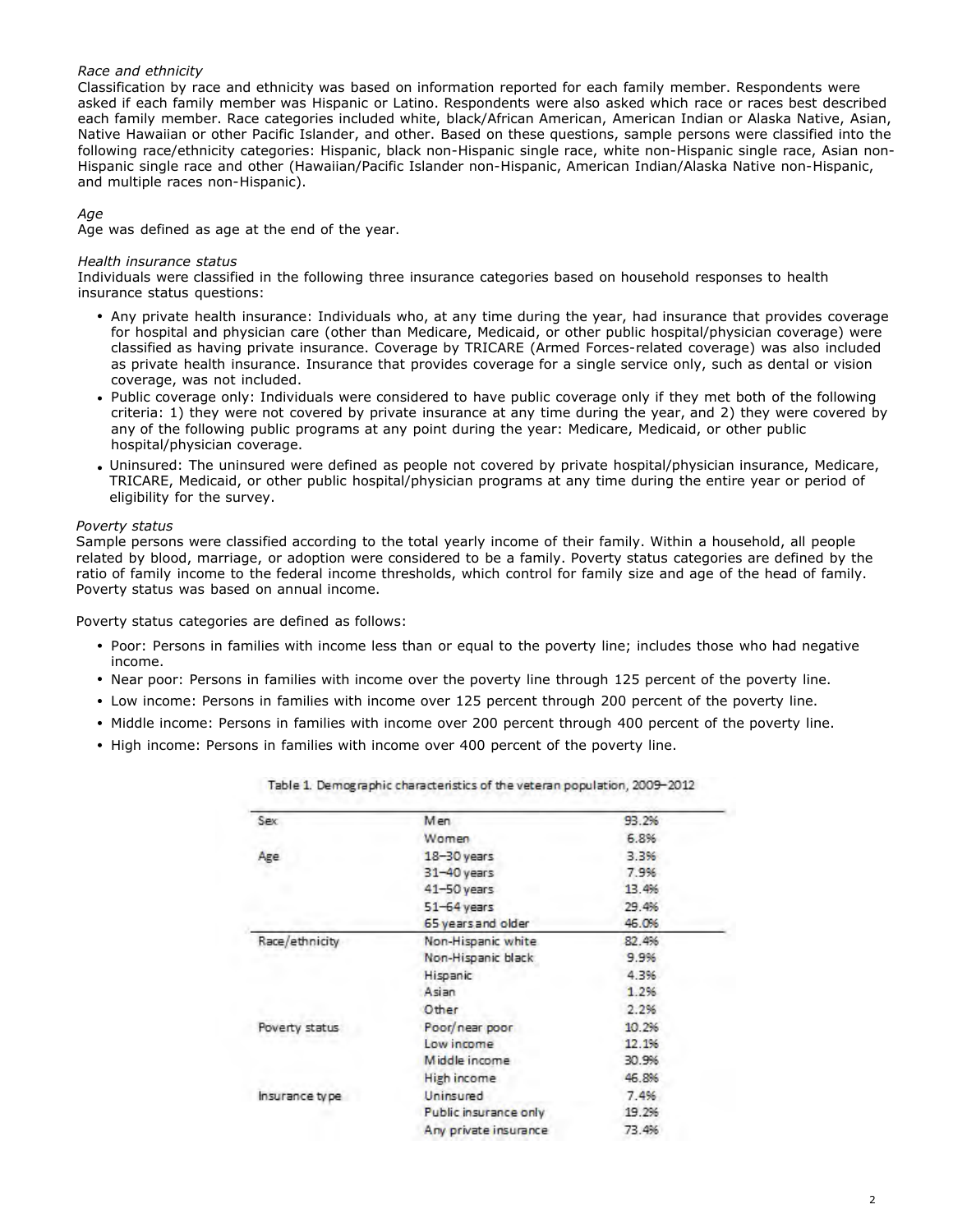*Race and ethnicity*

Classification by race and ethnicity was based on information reported for each family member. Respondents were asked if each family member was Hispanic or Latino. Respondents were also asked which race or races best described each family member. Race categories included white, black/African American, American Indian or Alaska Native, Asian, Native Hawaiian or other Pacific Islander, and other. Based on these questions, sample persons were classified into the following race/ethnicity categories: Hispanic, black non-Hispanic single race, white non-Hispanic single race, Asian non-Hispanic single race and other (Hawaiian/Pacific Islander non-Hispanic, American Indian/Alaska Native non-Hispanic, and multiple races non-Hispanic).

*Age*

Age was defined as age at the end of the year.

*Health insurance status*

Individuals were classified in the following three insurance categories based on household responses to health insurance status questions:

- Any private health insurance: Individuals who, at any time during the year, had insurance that provides coverage for hospital and physician care (other than Medicare, Medicaid, or other public hospital/physician coverage) were classified as having private insurance. Coverage by TRICARE (Armed Forces-related coverage) was also included as private health insurance. Insurance that provides coverage for a single service only, such as dental or vision coverage, was not included.
- Public coverage only: Individuals were considered to have public coverage only if they met both of the following criteria: 1) they were not covered by private insurance at any time during the year, and 2) they were covered by any of the following public programs at any point during the year: Medicare, Medicaid, or other public hospital/physician coverage.
- Uninsured: The uninsured were defined as people not covered by private hospital/physician insurance, Medicare, TRICARE, Medicaid, or other public hospital/physician programs at any time during the entire year or period of eligibility for the survey.

*Poverty status*

Sample persons were classified according to the total yearly income of their family. Within a household, all people related by blood, marriage, or adoption were considered to be a family. Poverty status categories are defined by the ratio of family income to the federal income thresholds, which control for family size and age of the head of family. Poverty status was based on annual income.

Poverty status categories are defined as follows:

- Poor: Persons in families with income less than or equal to the poverty line; includes those who had negative income.
- Near poor: Persons in families with income over the poverty line through 125 percent of the poverty line.
- Low income: Persons in families with income over 125 percent through 200 percent of the poverty line.
- Middle income: Persons in families with income over 200 percent through 400 percent of the poverty line.
- High income: Persons in families with income over 400 percent of the poverty line.

Table 1. Demographic characteristics of the veteran population, 2009–2012

| | | |
|---|---|---|
| Sex | Men | 93.2% |
| | Women | 6.8% |
| Age | 18–30 years | 3.3% |
| | 31–40 years | 7.9% |
| | 41–50 years | 13.4% |
| | 51–64 years | 29.4% |
| | 65 years and older | 46.0% |
| Race/ethnicity | Non-Hispanic white | 82.4% |
| | Non-Hispanic black | 9.9% |
| | Hispanic | 4.3% |
| | Asian | 1.2% |
| | Other | 2.2% |
| Poverty status | Poor/near poor | 10.2% |
| | Low income | 12.1% |
| | Middle income | 30.9% |
| | High income | 46.8% |
| Insurance type | Uninsured | 7.4% |
| | Public insurance only | 19.2% |
| | Any private insurance | 73.4% |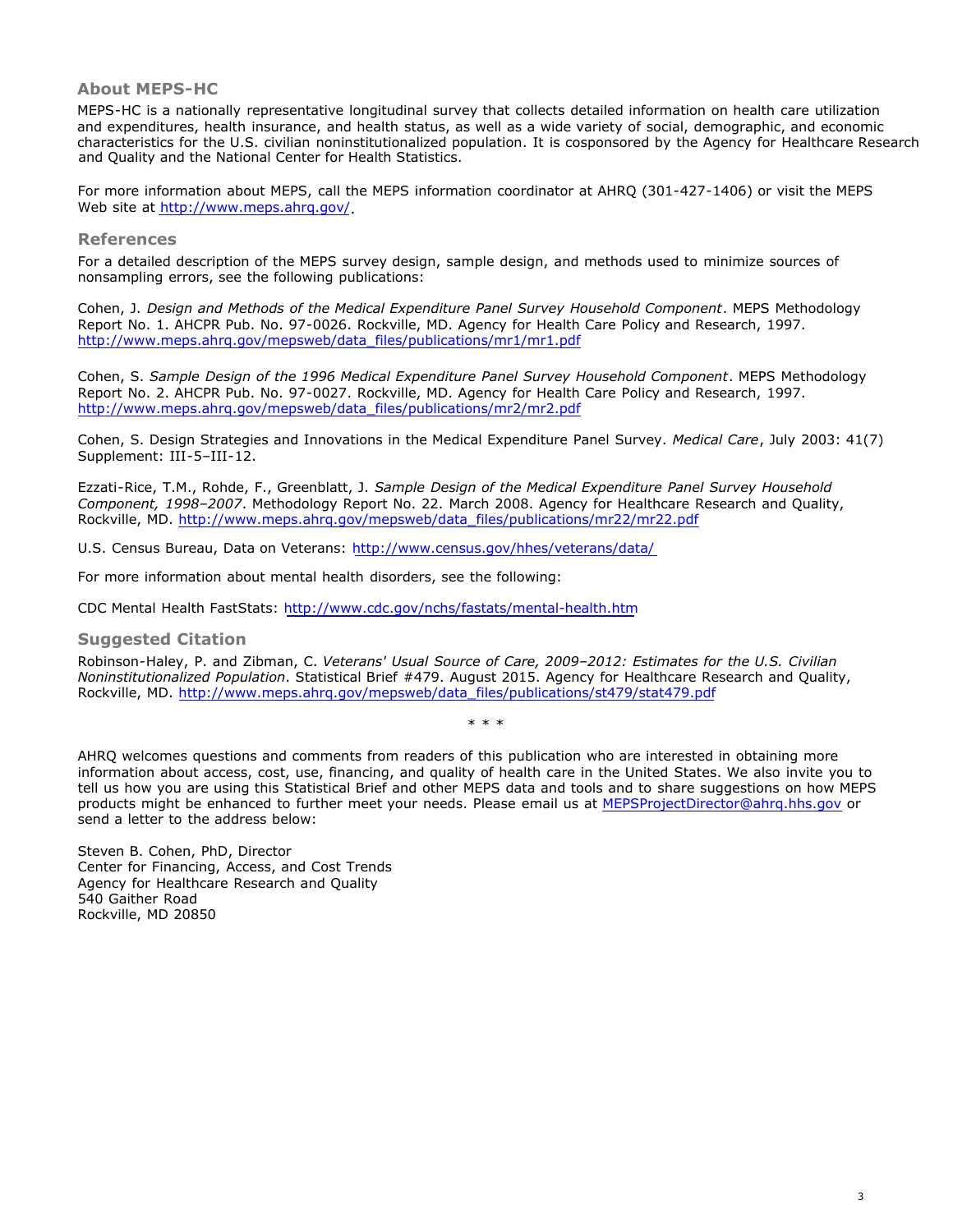## About MEPS-HC

MEPS-HC is a nationally representative longitudinal survey that collects detailed information on health care utilization and expenditures, health insurance, and health status, as well as a wide variety of social, demographic, and economic characteristics for the U.S. civilian noninstitutionalized population. It is cosponsored by the Agency for Healthcare Research and Quality and the National Center for Health Statistics.

For more information about MEPS, call the MEPS information coordinator at AHRQ (301-427-1406) or visit the MEPS Web site at http://www.meps.ahrq.gov/.

## References

For a detailed description of the MEPS survey design, sample design, and methods used to minimize sources of nonsampling errors, see the following publications:

Cohen, J. *Design and Methods of the Medical Expenditure Panel Survey Household Component*. MEPS Methodology Report No. 1. AHCPR Pub. No. 97-0026. Rockville, MD. Agency for Health Care Policy and Research, 1997. http://www.meps.ahrq.gov/mepsweb/data_files/publications/mr1/mr1.pdf

Cohen, S. *Sample Design of the 1996 Medical Expenditure Panel Survey Household Component*. MEPS Methodology Report No. 2. AHCPR Pub. No. 97-0027. Rockville, MD. Agency for Health Care Policy and Research, 1997. http://www.meps.ahrq.gov/mepsweb/data_files/publications/mr2/mr2.pdf

Cohen, S. Design Strategies and Innovations in the Medical Expenditure Panel Survey. *Medical Care*, July 2003: 41(7) Supplement: III-5–III-12.

Ezzati-Rice, T.M., Rohde, F., Greenblatt, J. *Sample Design of the Medical Expenditure Panel Survey Household Component, 1998–2007*. Methodology Report No. 22. March 2008. Agency for Healthcare Research and Quality, Rockville, MD. http://www.meps.ahrq.gov/mepsweb/data_files/publications/mr22/mr22.pdf

U.S. Census Bureau, Data on Veterans: http://www.census.gov/hhes/veterans/data/

For more information about mental health disorders, see the following:

CDC Mental Health FastStats: http://www.cdc.gov/nchs/fastats/mental-health.htm

## Suggested Citation

Robinson-Haley, P. and Zibman, C. *Veterans' Usual Source of Care, 2009–2012: Estimates for the U.S. Civilian Noninstitutionalized Population*. Statistical Brief #479. August 2015. Agency for Healthcare Research and Quality, Rockville, MD. http://www.meps.ahrq.gov/mepsweb/data_files/publications/st479/stat479.pdf

\* \* \*

AHRQ welcomes questions and comments from readers of this publication who are interested in obtaining more information about access, cost, use, financing, and quality of health care in the United States. We also invite you to tell us how you are using this Statistical Brief and other MEPS data and tools and to share suggestions on how MEPS products might be enhanced to further meet your needs. Please email us at MEPSProjectDirector@ahrq.hhs.gov or send a letter to the address below:

Steven B. Cohen, PhD, Director
Center for Financing, Access, and Cost Trends
Agency for Healthcare Research and Quality
540 Gaither Road
Rockville, MD 20850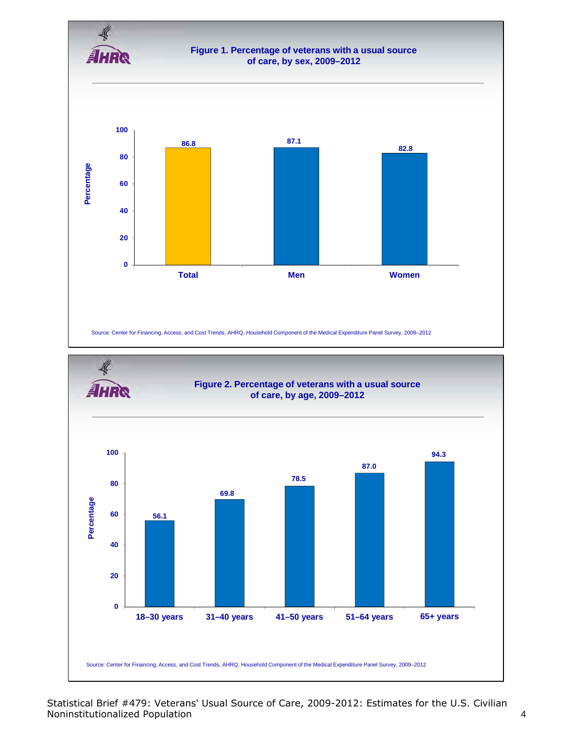AHRQ

**Figure 1. Percentage of veterans with a usual source of care, by sex, 2009–2012**

Percentage

100
80
60
40
20
0

86.8
87.1
82.8

Total
Men
Women

Source: Center for Financing, Access, and Cost Trends, AHRQ, Household Component of the Medical Expenditure Panel Survey, 2009–2012

AHRQ

**Figure 2. Percentage of veterans with a usual source of care, by age, 2009–2012**

Percentage

100
80
60
40
20
0

56.1
69.8
78.5
87.0
94.3

18–30 years
31–40 years
41–50 years
51–64 years
65+ years

Source: Center for Financing, Access, and Cost Trends, AHRQ, Household Component of the Medical Expenditure Panel Survey, 2009–2012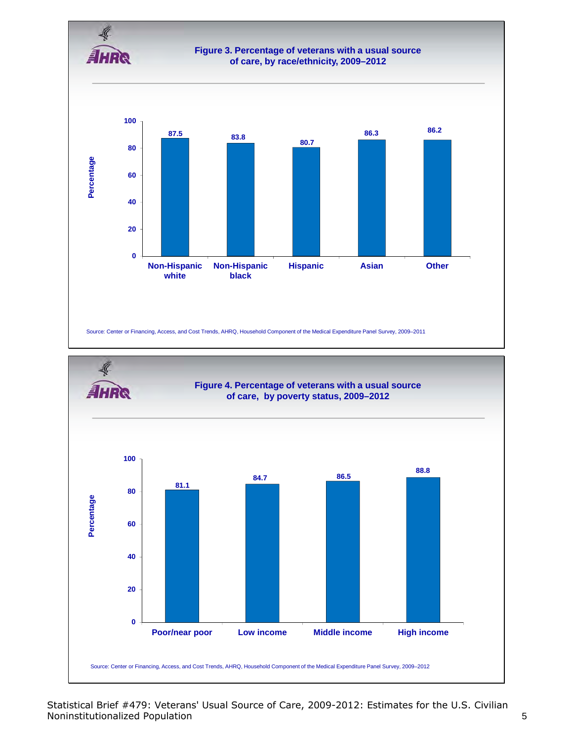**Figure 3. Percentage of veterans with a usual source of care, by race/ethnicity, 2009–2012**

Percentage

100
80
60
40
20
0

87.5
83.8
80.7
86.3
86.2

Non-Hispanic white
Non-Hispanic black
Hispanic
Asian
Other

Source: Center or Financing, Access, and Cost Trends, AHRQ, Household Component of the Medical Expenditure Panel Survey, 2009–2011

**Figure 4. Percentage of veterans with a usual source of care, by poverty status, 2009–2012**

Percentage

100
80
60
40
20
0

81.1
84.7
86.5
88.8

Poor/near poor
Low income
Middle income
High income

Source: Center or Financing, Access, and Cost Trends, AHRQ, Household Component of the Medical Expenditure Panel Survey, 2009–2012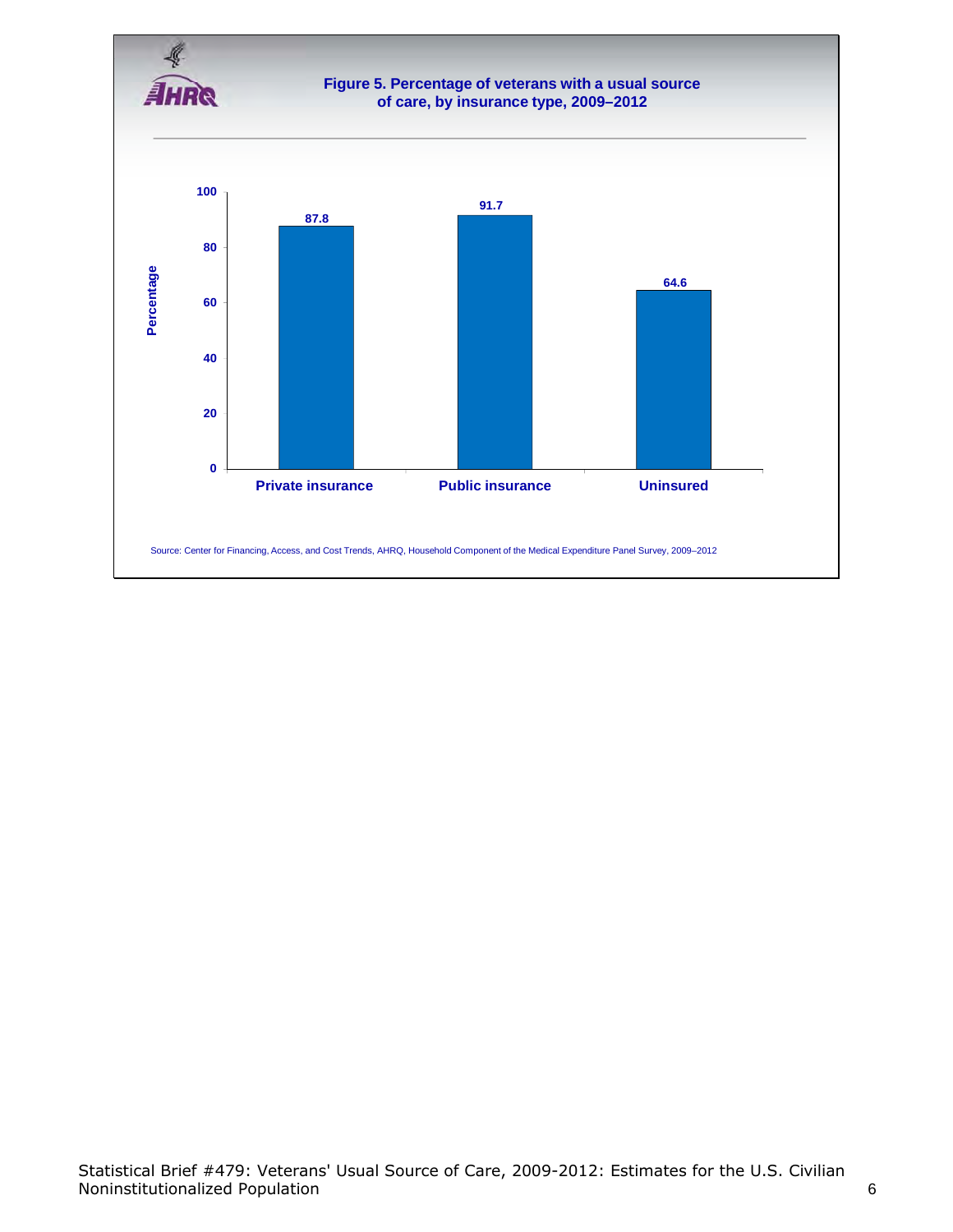Figure 5. Percentage of veterans with a usual source of care, by insurance type, 2009–2012

Percentage

100

80

60

40

20

0

87.8

91.7

64.6

Private insurance

Public insurance

Uninsured

Source: Center for Financing, Access, and Cost Trends, AHRQ, Household Component of the Medical Expenditure Panel Survey, 2009–2012